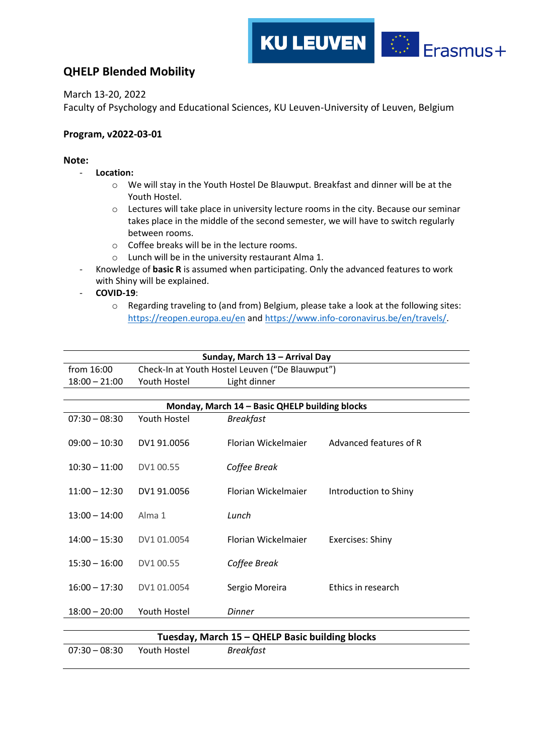# QHELP Blended Mobility

March 13-20, 2022
Faculty of Psychology and Educational Sciences, KU Leuven-University of Leuven, Belgium

**Program, v2022-03-01**

**Note:**

- **Location:**
  - We will stay in the Youth Hostel De Blauwput. Breakfast and dinner will be at the Youth Hostel.
  - Lectures will take place in university lecture rooms in the city. Because our seminar takes place in the middle of the second semester, we will have to switch regularly between rooms.
  - Coffee breaks will be in the lecture rooms.
  - Lunch will be in the university restaurant Alma 1.
- Knowledge of **basic R** is assumed when participating. Only the advanced features to work with Shiny will be explained.
- **COVID-19**:
  - Regarding traveling to (and from) Belgium, please take a look at the following sites: https://reopen.europa.eu/en and https://www.info-coronavirus.be/en/travels/.

| **Sunday, March 13 – Arrival Day** | | | |
|---|---|---|---|
| from 16:00 | Check-In at Youth Hostel Leuven ("De Blauwput") | | |
| 18:00 – 21:00 | Youth Hostel | Light dinner | |

| **Monday, March 14 – Basic QHELP building blocks** | | | |
|---|---|---|---|
| 07:30 – 08:30 | Youth Hostel | *Breakfast* | |
| 09:00 – 10:30 | DV1 91.0056 | Florian Wickelmaier | Advanced features of R |
| 10:30 – 11:00 | DV1 00.55 | *Coffee Break* | |
| 11:00 – 12:30 | DV1 91.0056 | Florian Wickelmaier | Introduction to Shiny |
| 13:00 – 14:00 | Alma 1 | *Lunch* | |
| 14:00 – 15:30 | DV1 01.0054 | Florian Wickelmaier | Exercises: Shiny |
| 15:30 – 16:00 | DV1 00.55 | *Coffee Break* | |
| 16:00 – 17:30 | DV1 01.0054 | Sergio Moreira | Ethics in research |
| 18:00 – 20:00 | Youth Hostel | *Dinner* | |

| **Tuesday, March 15 – QHELP Basic building blocks** | | | |
|---|---|---|---|
| 07:30 – 08:30 | Youth Hostel | *Breakfast* | |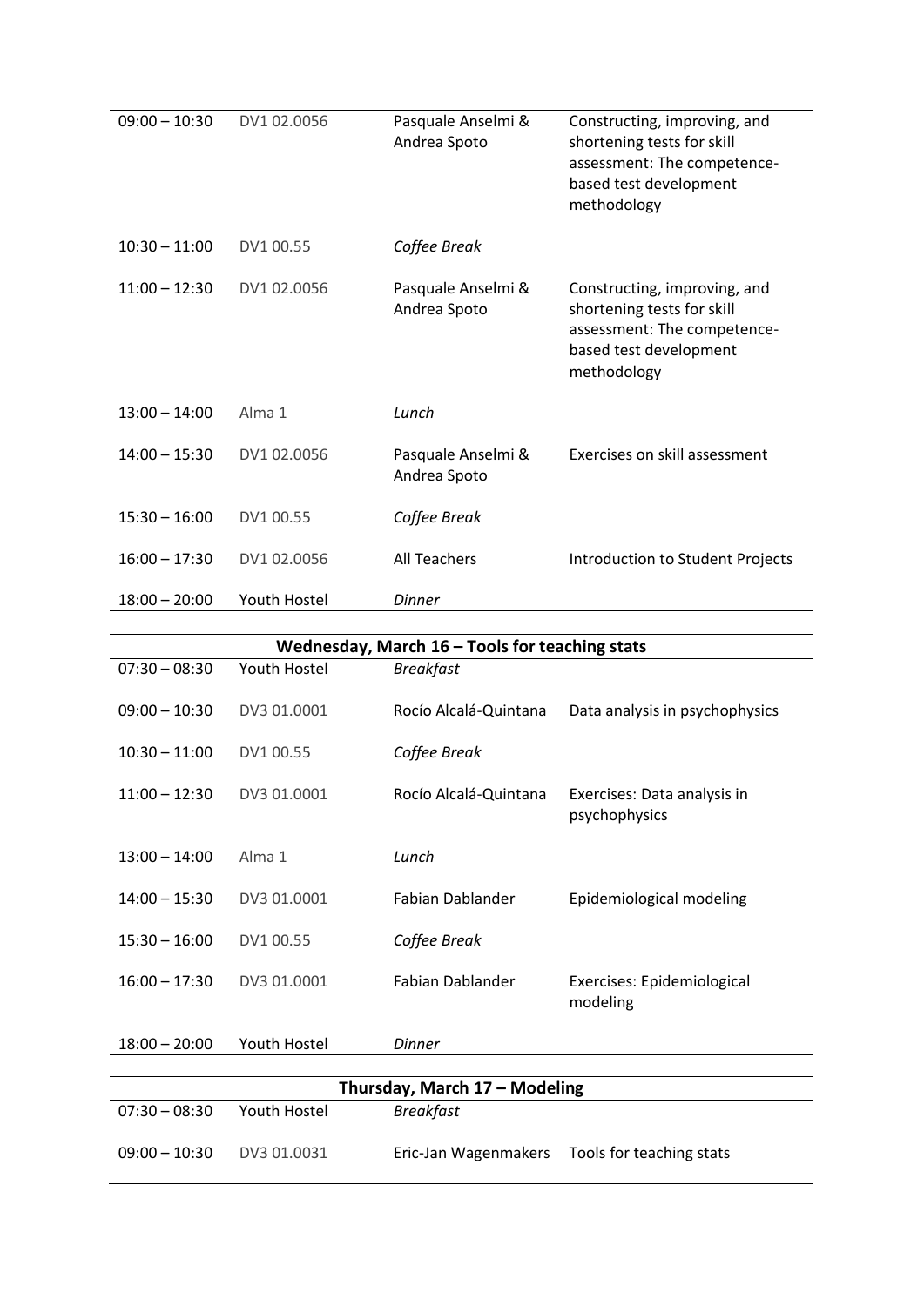| | | | |
|---|---|---|---|
| 09:00 – 10:30 | DV1 02.0056 | Pasquale Anselmi & Andrea Spoto | Constructing, improving, and shortening tests for skill assessment: The competence-based test development methodology |
| 10:30 – 11:00 | DV1 00.55 | *Coffee Break* | |
| 11:00 – 12:30 | DV1 02.0056 | Pasquale Anselmi & Andrea Spoto | Constructing, improving, and shortening tests for skill assessment: The competence-based test development methodology |
| 13:00 – 14:00 | Alma 1 | *Lunch* | |
| 14:00 – 15:30 | DV1 02.0056 | Pasquale Anselmi & Andrea Spoto | Exercises on skill assessment |
| 15:30 – 16:00 | DV1 00.55 | *Coffee Break* | |
| 16:00 – 17:30 | DV1 02.0056 | All Teachers | Introduction to Student Projects |
| 18:00 – 20:00 | Youth Hostel | *Dinner* | |

**Wednesday, March 16 – Tools for teaching stats**

| | | | |
|---|---|---|---|
| 07:30 – 08:30 | Youth Hostel | *Breakfast* | |
| 09:00 – 10:30 | DV3 01.0001 | Rocío Alcalá-Quintana | Data analysis in psychophysics |
| 10:30 – 11:00 | DV1 00.55 | *Coffee Break* | |
| 11:00 – 12:30 | DV3 01.0001 | Rocío Alcalá-Quintana | Exercises: Data analysis in psychophysics |
| 13:00 – 14:00 | Alma 1 | *Lunch* | |
| 14:00 – 15:30 | DV3 01.0001 | Fabian Dablander | Epidemiological modeling |
| 15:30 – 16:00 | DV1 00.55 | *Coffee Break* | |
| 16:00 – 17:30 | DV3 01.0001 | Fabian Dablander | Exercises: Epidemiological modeling |
| 18:00 – 20:00 | Youth Hostel | *Dinner* | |

**Thursday, March 17 – Modeling**

| | | | |
|---|---|---|---|
| 07:30 – 08:30 | Youth Hostel | *Breakfast* | |
| 09:00 – 10:30 | DV3 01.0031 | Eric-Jan Wagenmakers | Tools for teaching stats |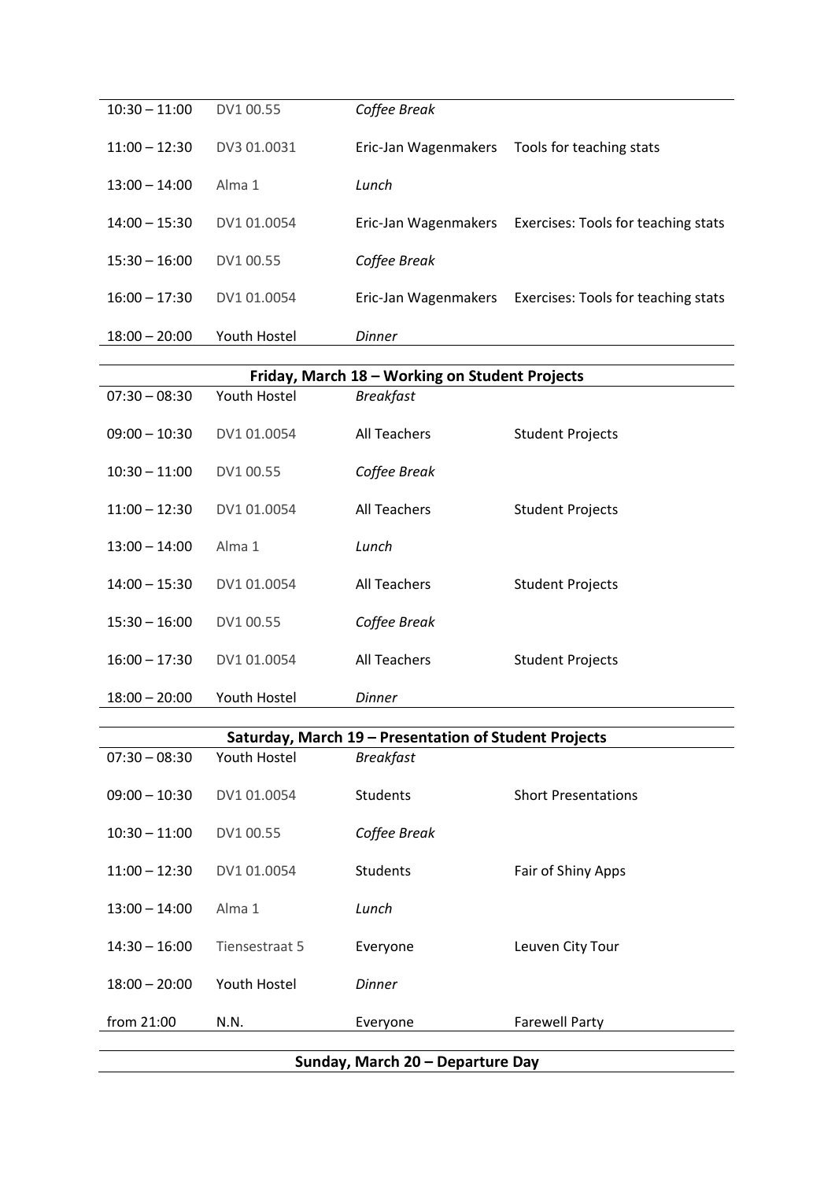| | | | |
|---|---|---|---|
| 10:30 – 11:00 | DV1 00.55 | *Coffee Break* | |
| 11:00 – 12:30 | DV3 01.0031 | Eric-Jan Wagenmakers | Tools for teaching stats |
| 13:00 – 14:00 | Alma 1 | *Lunch* | |
| 14:00 – 15:30 | DV1 01.0054 | Eric-Jan Wagenmakers | Exercises: Tools for teaching stats |
| 15:30 – 16:00 | DV1 00.55 | *Coffee Break* | |
| 16:00 – 17:30 | DV1 01.0054 | Eric-Jan Wagenmakers | Exercises: Tools for teaching stats |
| 18:00 – 20:00 | Youth Hostel | *Dinner* | |

**Friday, March 18 – Working on Student Projects**

| | | | |
|---|---|---|---|
| 07:30 – 08:30 | Youth Hostel | *Breakfast* | |
| 09:00 – 10:30 | DV1 01.0054 | All Teachers | Student Projects |
| 10:30 – 11:00 | DV1 00.55 | *Coffee Break* | |
| 11:00 – 12:30 | DV1 01.0054 | All Teachers | Student Projects |
| 13:00 – 14:00 | Alma 1 | *Lunch* | |
| 14:00 – 15:30 | DV1 01.0054 | All Teachers | Student Projects |
| 15:30 – 16:00 | DV1 00.55 | *Coffee Break* | |
| 16:00 – 17:30 | DV1 01.0054 | All Teachers | Student Projects |
| 18:00 – 20:00 | Youth Hostel | *Dinner* | |

**Saturday, March 19 – Presentation of Student Projects**

| | | | |
|---|---|---|---|
| 07:30 – 08:30 | Youth Hostel | *Breakfast* | |
| 09:00 – 10:30 | DV1 01.0054 | Students | Short Presentations |
| 10:30 – 11:00 | DV1 00.55 | *Coffee Break* | |
| 11:00 – 12:30 | DV1 01.0054 | Students | Fair of Shiny Apps |
| 13:00 – 14:00 | Alma 1 | *Lunch* | |
| 14:30 – 16:00 | Tiensestraat 5 | Everyone | Leuven City Tour |
| 18:00 – 20:00 | Youth Hostel | *Dinner* | |
| from 21:00 | N.N. | Everyone | Farewell Party |

**Sunday, March 20 – Departure Day**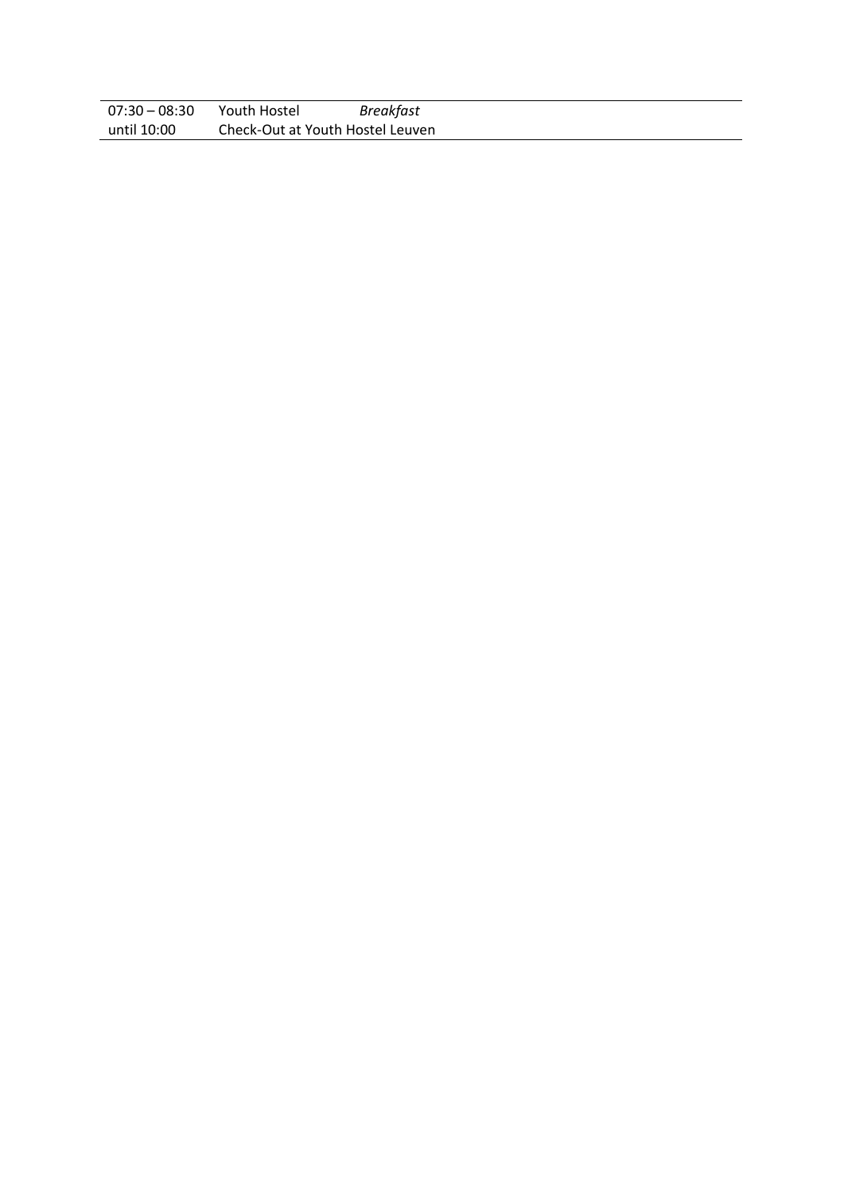| | | |
|---|---|---|
| 07:30 – 08:30 | Youth Hostel | *Breakfast* |
| until 10:00 | Check-Out at Youth Hostel Leuven | |